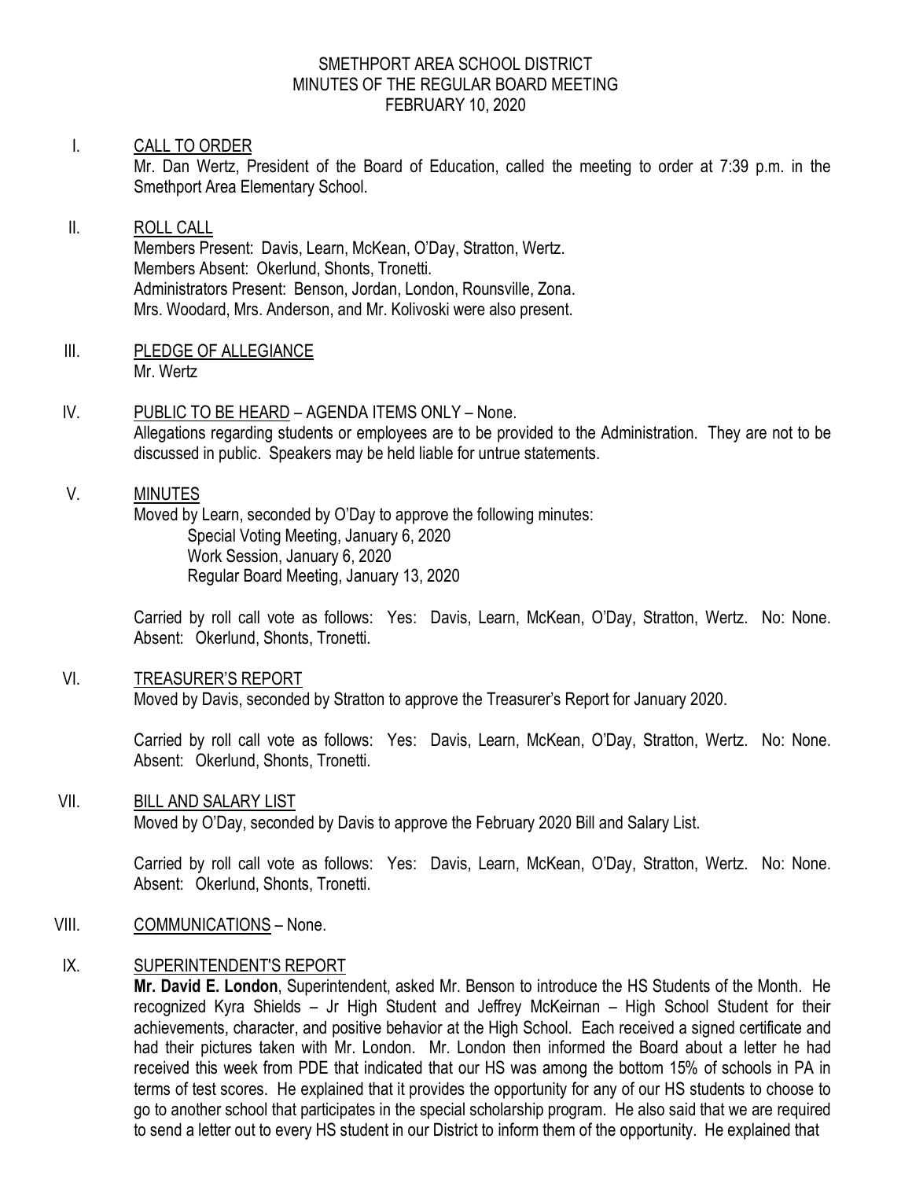# SMETHPORT AREA SCHOOL DISTRICT
## MINUTES OF THE REGULAR BOARD MEETING
### FEBRUARY 10, 2020

I. CALL TO ORDER

Mr. Dan Wertz, President of the Board of Education, called the meeting to order at 7:39 p.m. in the Smethport Area Elementary School.

II. ROLL CALL

Members Present: Davis, Learn, McKean, O'Day, Stratton, Wertz.
Members Absent: Okerlund, Shonts, Tronetti.
Administrators Present: Benson, Jordan, London, Rounsville, Zona.
Mrs. Woodard, Mrs. Anderson, and Mr. Kolivoski were also present.

III. PLEDGE OF ALLEGIANCE

Mr. Wertz

IV. PUBLIC TO BE HEARD – AGENDA ITEMS ONLY – None.

Allegations regarding students or employees are to be provided to the Administration. They are not to be discussed in public. Speakers may be held liable for untrue statements.

V. MINUTES

Moved by Learn, seconded by O'Day to approve the following minutes:

Special Voting Meeting, January 6, 2020
Work Session, January 6, 2020
Regular Board Meeting, January 13, 2020

Carried by roll call vote as follows: Yes: Davis, Learn, McKean, O'Day, Stratton, Wertz. No: None. Absent: Okerlund, Shonts, Tronetti.

VI. TREASURER'S REPORT

Moved by Davis, seconded by Stratton to approve the Treasurer's Report for January 2020.

Carried by roll call vote as follows: Yes: Davis, Learn, McKean, O'Day, Stratton, Wertz. No: None. Absent: Okerlund, Shonts, Tronetti.

VII. BILL AND SALARY LIST

Moved by O'Day, seconded by Davis to approve the February 2020 Bill and Salary List.

Carried by roll call vote as follows: Yes: Davis, Learn, McKean, O'Day, Stratton, Wertz. No: None. Absent: Okerlund, Shonts, Tronetti.

VIII. COMMUNICATIONS – None.

IX. SUPERINTENDENT'S REPORT

**Mr. David E. London**, Superintendent, asked Mr. Benson to introduce the HS Students of the Month. He recognized Kyra Shields – Jr High Student and Jeffrey McKeirnan – High School Student for their achievements, character, and positive behavior at the High School. Each received a signed certificate and had their pictures taken with Mr. London. Mr. London then informed the Board about a letter he had received this week from PDE that indicated that our HS was among the bottom 15% of schools in PA in terms of test scores. He explained that it provides the opportunity for any of our HS students to choose to go to another school that participates in the special scholarship program. He also said that we are required to send a letter out to every HS student in our District to inform them of the opportunity. He explained that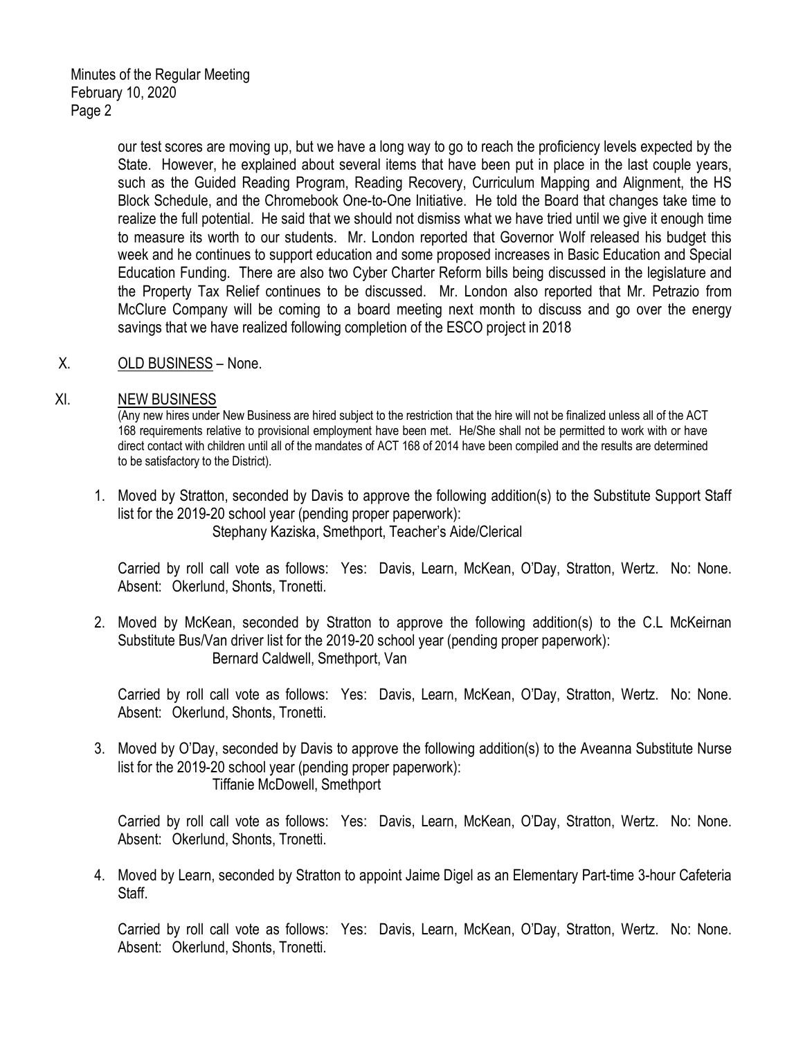our test scores are moving up, but we have a long way to go to reach the proficiency levels expected by the State. However, he explained about several items that have been put in place in the last couple years, such as the Guided Reading Program, Reading Recovery, Curriculum Mapping and Alignment, the HS Block Schedule, and the Chromebook One-to-One Initiative. He told the Board that changes take time to realize the full potential. He said that we should not dismiss what we have tried until we give it enough time to measure its worth to our students. Mr. London reported that Governor Wolf released his budget this week and he continues to support education and some proposed increases in Basic Education and Special Education Funding. There are also two Cyber Charter Reform bills being discussed in the legislature and the Property Tax Relief continues to be discussed. Mr. London also reported that Mr. Petrazio from McClure Company will be coming to a board meeting next month to discuss and go over the energy savings that we have realized following completion of the ESCO project in 2018

X. OLD BUSINESS – None.

XI. NEW BUSINESS

(Any new hires under New Business are hired subject to the restriction that the hire will not be finalized unless all of the ACT 168 requirements relative to provisional employment have been met. He/She shall not be permitted to work with or have direct contact with children until all of the mandates of ACT 168 of 2014 have been compiled and the results are determined to be satisfactory to the District).

1. Moved by Stratton, seconded by Davis to approve the following addition(s) to the Substitute Support Staff list for the 2019-20 school year (pending proper paperwork):

   Stephany Kaziska, Smethport, Teacher's Aide/Clerical

   Carried by roll call vote as follows: Yes: Davis, Learn, McKean, O'Day, Stratton, Wertz. No: None. Absent: Okerlund, Shonts, Tronetti.

2. Moved by McKean, seconded by Stratton to approve the following addition(s) to the C.L McKeirnan Substitute Bus/Van driver list for the 2019-20 school year (pending proper paperwork):

   Bernard Caldwell, Smethport, Van

   Carried by roll call vote as follows: Yes: Davis, Learn, McKean, O'Day, Stratton, Wertz. No: None. Absent: Okerlund, Shonts, Tronetti.

3. Moved by O'Day, seconded by Davis to approve the following addition(s) to the Aveanna Substitute Nurse list for the 2019-20 school year (pending proper paperwork):

   Tiffanie McDowell, Smethport

   Carried by roll call vote as follows: Yes: Davis, Learn, McKean, O'Day, Stratton, Wertz. No: None. Absent: Okerlund, Shonts, Tronetti.

4. Moved by Learn, seconded by Stratton to appoint Jaime Digel as an Elementary Part-time 3-hour Cafeteria Staff.

   Carried by roll call vote as follows: Yes: Davis, Learn, McKean, O'Day, Stratton, Wertz. No: None. Absent: Okerlund, Shonts, Tronetti.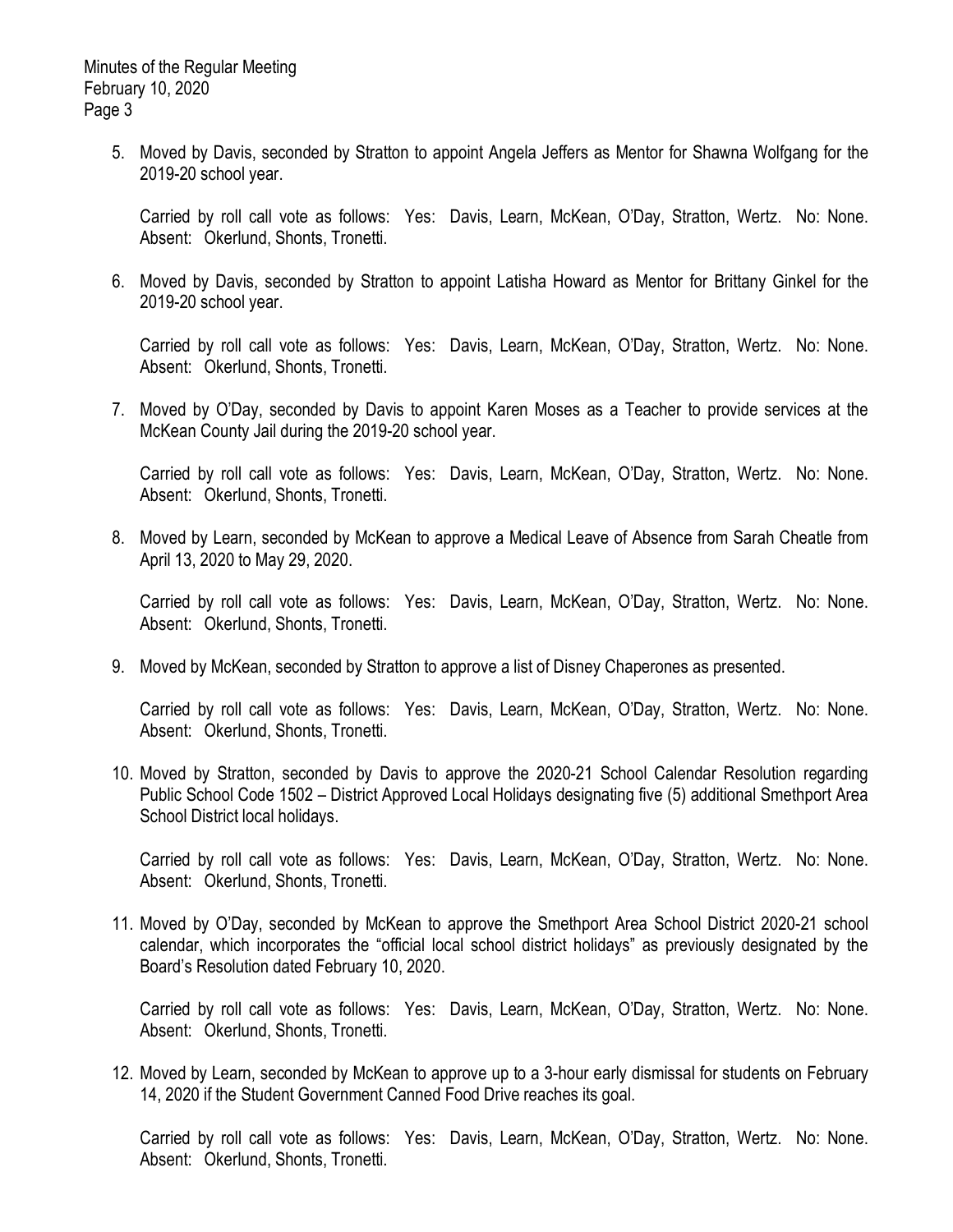5. Moved by Davis, seconded by Stratton to appoint Angela Jeffers as Mentor for Shawna Wolfgang for the 2019-20 school year.

   Carried by roll call vote as follows: Yes: Davis, Learn, McKean, O'Day, Stratton, Wertz. No: None. Absent: Okerlund, Shonts, Tronetti.

6. Moved by Davis, seconded by Stratton to appoint Latisha Howard as Mentor for Brittany Ginkel for the 2019-20 school year.

   Carried by roll call vote as follows: Yes: Davis, Learn, McKean, O'Day, Stratton, Wertz. No: None. Absent: Okerlund, Shonts, Tronetti.

7. Moved by O'Day, seconded by Davis to appoint Karen Moses as a Teacher to provide services at the McKean County Jail during the 2019-20 school year.

   Carried by roll call vote as follows: Yes: Davis, Learn, McKean, O'Day, Stratton, Wertz. No: None. Absent: Okerlund, Shonts, Tronetti.

8. Moved by Learn, seconded by McKean to approve a Medical Leave of Absence from Sarah Cheatle from April 13, 2020 to May 29, 2020.

   Carried by roll call vote as follows: Yes: Davis, Learn, McKean, O'Day, Stratton, Wertz. No: None. Absent: Okerlund, Shonts, Tronetti.

9. Moved by McKean, seconded by Stratton to approve a list of Disney Chaperones as presented.

   Carried by roll call vote as follows: Yes: Davis, Learn, McKean, O'Day, Stratton, Wertz. No: None. Absent: Okerlund, Shonts, Tronetti.

10. Moved by Stratton, seconded by Davis to approve the 2020-21 School Calendar Resolution regarding Public School Code 1502 – District Approved Local Holidays designating five (5) additional Smethport Area School District local holidays.

    Carried by roll call vote as follows: Yes: Davis, Learn, McKean, O'Day, Stratton, Wertz. No: None. Absent: Okerlund, Shonts, Tronetti.

11. Moved by O'Day, seconded by McKean to approve the Smethport Area School District 2020-21 school calendar, which incorporates the "official local school district holidays" as previously designated by the Board's Resolution dated February 10, 2020.

    Carried by roll call vote as follows: Yes: Davis, Learn, McKean, O'Day, Stratton, Wertz. No: None. Absent: Okerlund, Shonts, Tronetti.

12. Moved by Learn, seconded by McKean to approve up to a 3-hour early dismissal for students on February 14, 2020 if the Student Government Canned Food Drive reaches its goal.

    Carried by roll call vote as follows: Yes: Davis, Learn, McKean, O'Day, Stratton, Wertz. No: None. Absent: Okerlund, Shonts, Tronetti.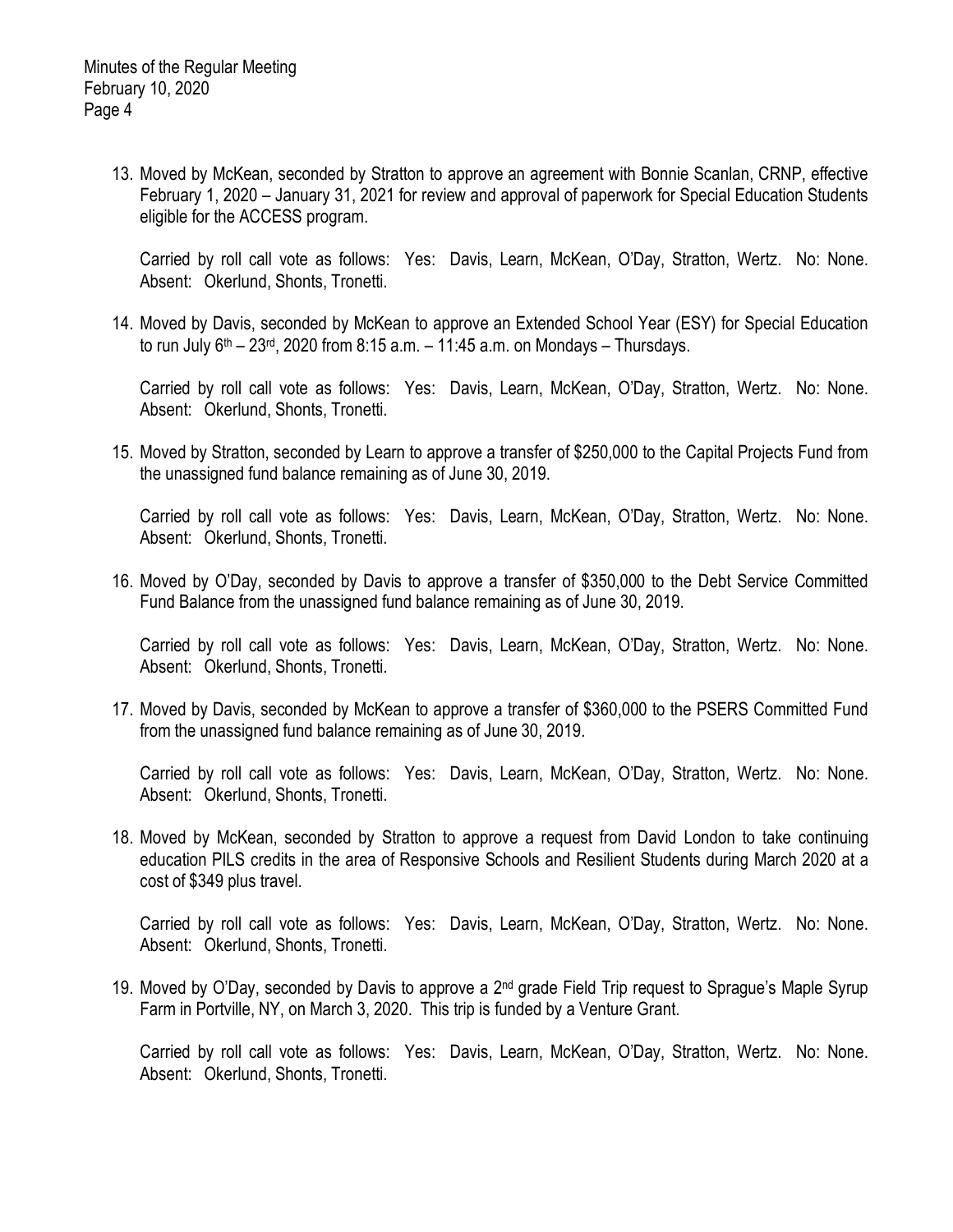13. Moved by McKean, seconded by Stratton to approve an agreement with Bonnie Scanlan, CRNP, effective February 1, 2020 – January 31, 2021 for review and approval of paperwork for Special Education Students eligible for the ACCESS program.

    Carried by roll call vote as follows: Yes: Davis, Learn, McKean, O'Day, Stratton, Wertz. No: None. Absent: Okerlund, Shonts, Tronetti.

14. Moved by Davis, seconded by McKean to approve an Extended School Year (ESY) for Special Education to run July 6th – 23rd, 2020 from 8:15 a.m. – 11:45 a.m. on Mondays – Thursdays.

    Carried by roll call vote as follows: Yes: Davis, Learn, McKean, O'Day, Stratton, Wertz. No: None. Absent: Okerlund, Shonts, Tronetti.

15. Moved by Stratton, seconded by Learn to approve a transfer of $250,000 to the Capital Projects Fund from the unassigned fund balance remaining as of June 30, 2019.

    Carried by roll call vote as follows: Yes: Davis, Learn, McKean, O'Day, Stratton, Wertz. No: None. Absent: Okerlund, Shonts, Tronetti.

16. Moved by O'Day, seconded by Davis to approve a transfer of $350,000 to the Debt Service Committed Fund Balance from the unassigned fund balance remaining as of June 30, 2019.

    Carried by roll call vote as follows: Yes: Davis, Learn, McKean, O'Day, Stratton, Wertz. No: None. Absent: Okerlund, Shonts, Tronetti.

17. Moved by Davis, seconded by McKean to approve a transfer of $360,000 to the PSERS Committed Fund from the unassigned fund balance remaining as of June 30, 2019.

    Carried by roll call vote as follows: Yes: Davis, Learn, McKean, O'Day, Stratton, Wertz. No: None. Absent: Okerlund, Shonts, Tronetti.

18. Moved by McKean, seconded by Stratton to approve a request from David London to take continuing education PILS credits in the area of Responsive Schools and Resilient Students during March 2020 at a cost of $349 plus travel.

    Carried by roll call vote as follows: Yes: Davis, Learn, McKean, O'Day, Stratton, Wertz. No: None. Absent: Okerlund, Shonts, Tronetti.

19. Moved by O'Day, seconded by Davis to approve a 2nd grade Field Trip request to Sprague's Maple Syrup Farm in Portville, NY, on March 3, 2020. This trip is funded by a Venture Grant.

    Carried by roll call vote as follows: Yes: Davis, Learn, McKean, O'Day, Stratton, Wertz. No: None. Absent: Okerlund, Shonts, Tronetti.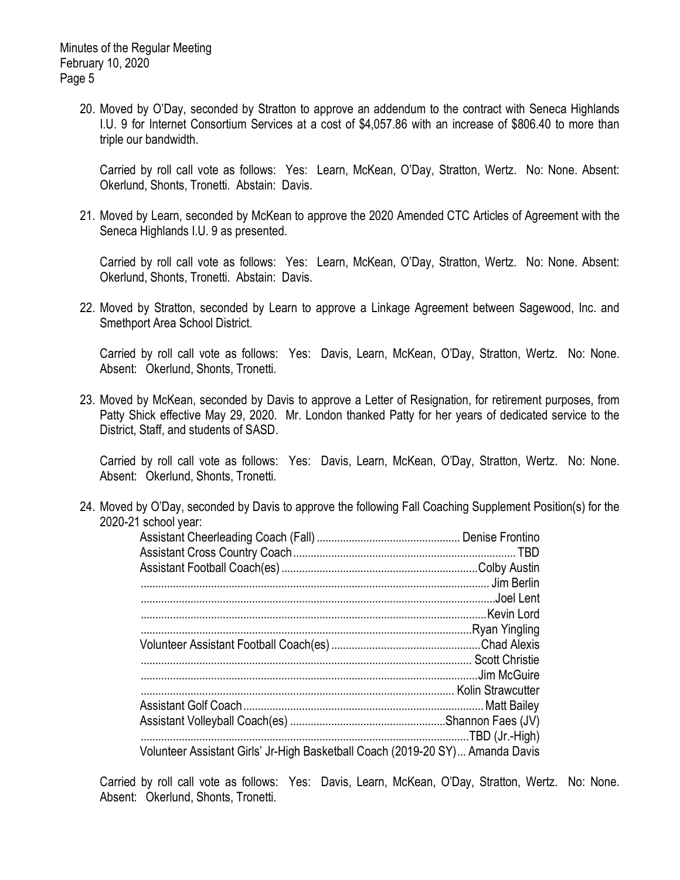20. Moved by O'Day, seconded by Stratton to approve an addendum to the contract with Seneca Highlands I.U. 9 for Internet Consortium Services at a cost of $4,057.86 with an increase of $806.40 to more than triple our bandwidth.

    Carried by roll call vote as follows: Yes: Learn, McKean, O'Day, Stratton, Wertz. No: None. Absent: Okerlund, Shonts, Tronetti. Abstain: Davis.

21. Moved by Learn, seconded by McKean to approve the 2020 Amended CTC Articles of Agreement with the Seneca Highlands I.U. 9 as presented.

    Carried by roll call vote as follows: Yes: Learn, McKean, O'Day, Stratton, Wertz. No: None. Absent: Okerlund, Shonts, Tronetti. Abstain: Davis.

22. Moved by Stratton, seconded by Learn to approve a Linkage Agreement between Sagewood, Inc. and Smethport Area School District.

    Carried by roll call vote as follows: Yes: Davis, Learn, McKean, O'Day, Stratton, Wertz. No: None. Absent: Okerlund, Shonts, Tronetti.

23. Moved by McKean, seconded by Davis to approve a Letter of Resignation, for retirement purposes, from Patty Shick effective May 29, 2020. Mr. London thanked Patty for her years of dedicated service to the District, Staff, and students of SASD.

    Carried by roll call vote as follows: Yes: Davis, Learn, McKean, O'Day, Stratton, Wertz. No: None. Absent: Okerlund, Shonts, Tronetti.

24. Moved by O'Day, seconded by Davis to approve the following Fall Coaching Supplement Position(s) for the 2020-21 school year:

    | Position | Name |
    |---|---|
    | Assistant Cheerleading Coach (Fall) | Denise Frontino |
    | Assistant Cross Country Coach | TBD |
    | Assistant Football Coach(es) | Colby Austin |
    | | Jim Berlin |
    | | Joel Lent |
    | | Kevin Lord |
    | | Ryan Yingling |
    | Volunteer Assistant Football Coach(es) | Chad Alexis |
    | | Scott Christie |
    | | Jim McGuire |
    | | Kolin Strawcutter |
    | Assistant Golf Coach | Matt Bailey |
    | Assistant Volleyball Coach(es) | Shannon Faes (JV) |
    | | TBD (Jr.-High) |
    | Volunteer Assistant Girls' Jr-High Basketball Coach (2019-20 SY) | Amanda Davis |

    Carried by roll call vote as follows: Yes: Davis, Learn, McKean, O'Day, Stratton, Wertz. No: None. Absent: Okerlund, Shonts, Tronetti.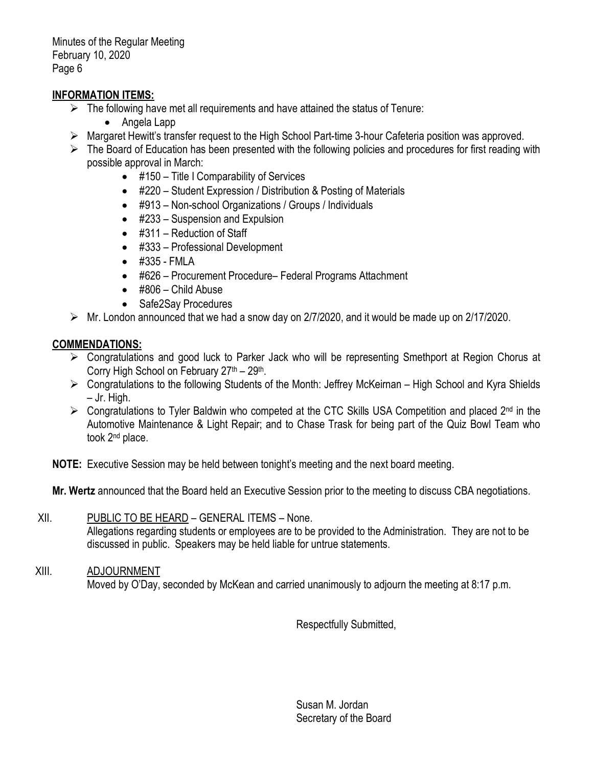**INFORMATION ITEMS:**

- The following have met all requirements and have attained the status of Tenure:
  - Angela Lapp
- Margaret Hewitt's transfer request to the High School Part-time 3-hour Cafeteria position was approved.
- The Board of Education has been presented with the following policies and procedures for first reading with possible approval in March:
  - #150 – Title I Comparability of Services
  - #220 – Student Expression / Distribution & Posting of Materials
  - #913 – Non-school Organizations / Groups / Individuals
  - #233 – Suspension and Expulsion
  - #311 – Reduction of Staff
  - #333 – Professional Development
  - #335 - FMLA
  - #626 – Procurement Procedure– Federal Programs Attachment
  - #806 – Child Abuse
  - Safe2Say Procedures
- Mr. London announced that we had a snow day on 2/7/2020, and it would be made up on 2/17/2020.

**COMMENDATIONS:**

- Congratulations and good luck to Parker Jack who will be representing Smethport at Region Chorus at Corry High School on February 27th – 29th.
- Congratulations to the following Students of the Month: Jeffrey McKeirnan – High School and Kyra Shields – Jr. High.
- Congratulations to Tyler Baldwin who competed at the CTC Skills USA Competition and placed 2nd in the Automotive Maintenance & Light Repair; and to Chase Trask for being part of the Quiz Bowl Team who took 2nd place.

**NOTE:** Executive Session may be held between tonight's meeting and the next board meeting.

**Mr. Wertz** announced that the Board held an Executive Session prior to the meeting to discuss CBA negotiations.

XII. PUBLIC TO BE HEARD – GENERAL ITEMS – None.
Allegations regarding students or employees are to be provided to the Administration. They are not to be discussed in public. Speakers may be held liable for untrue statements.

XIII. ADJOURNMENT
Moved by O'Day, seconded by McKean and carried unanimously to adjourn the meeting at 8:17 p.m.

Respectfully Submitted,

Susan M. Jordan
Secretary of the Board